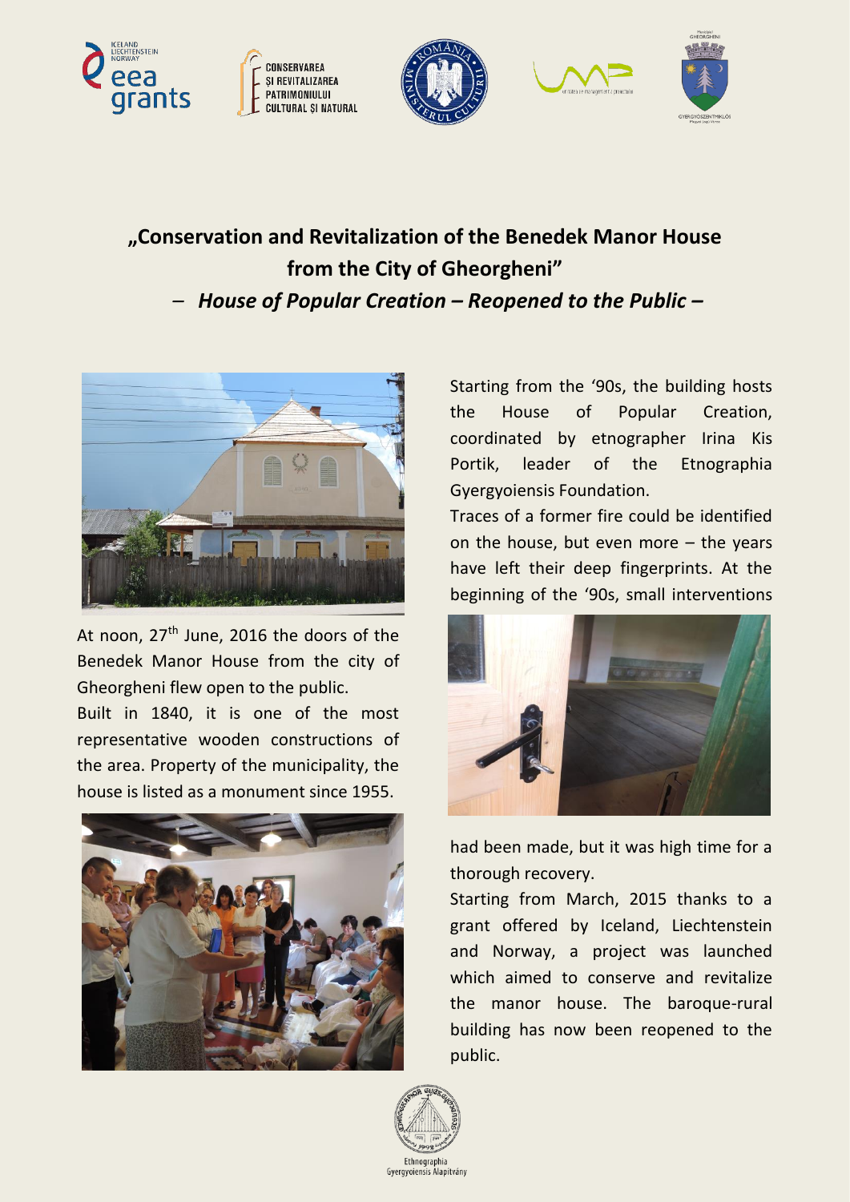# „Conservation and Revitalization of the Benedek Manor House from the City of Gheorgheni”

## – *House of Popular Creation – Reopened to the Public –*

At noon, 27th June, 2016 the doors of the Benedek Manor House from the city of Gheorgheni flew open to the public.

Built in 1840, it is one of the most representative wooden constructions of the area. Property of the municipality, the house is listed as a monument since 1955.

Starting from the ‘90s, the building hosts the House of Popular Creation, coordinated by etnographer Irina Kis Portik, leader of the Etnographia Gyergyoiensis Foundation.

Traces of a former fire could be identified on the house, but even more – the years have left their deep fingerprints. At the beginning of the ‘90s, small interventions had been made, but it was high time for a thorough recovery.

Starting from March, 2015 thanks to a grant offered by Iceland, Liechtenstein and Norway, a project was launched which aimed to conserve and revitalize the manor house. The baroque-rural building has now been reopened to the public.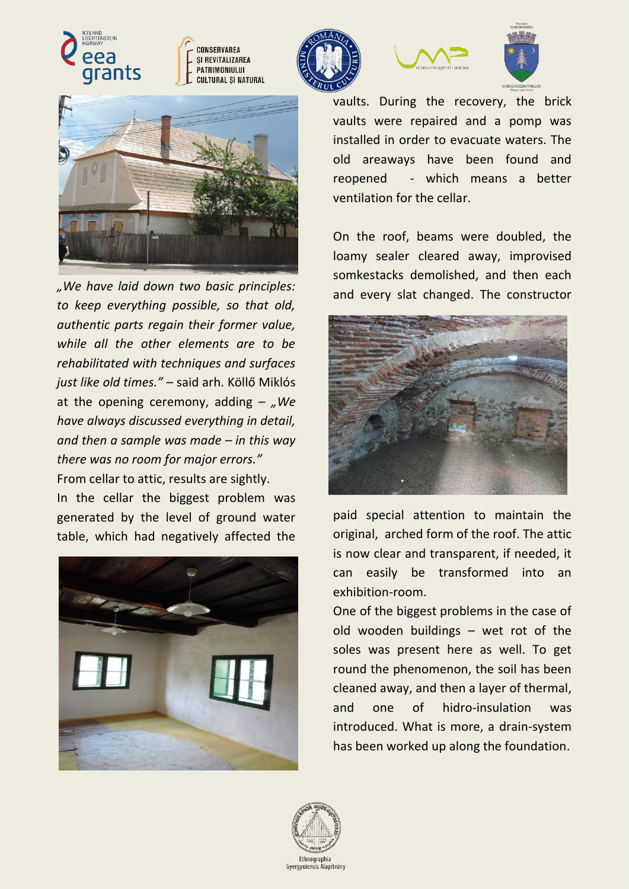*„We have laid down two basic principles: to keep everything possible, so that old, authentic parts regain their former value, while all the other elements are to be rehabilitated with techniques and surfaces just like old times."* – said arh. Köllő Miklós at the opening ceremony, adding – *„We have always discussed everything in detail, and then a sample was made – in this way there was no room for major errors."*

From cellar to attic, results are sightly.

In the cellar the biggest problem was generated by the level of ground water table, which had negatively affected the vaults. During the recovery, the brick vaults were repaired and a pomp was installed in order to evacuate waters. The old areaways have been found and reopened - which means a better ventilation for the cellar.

On the roof, beams were doubled, the loamy sealer cleared away, improvised somkestacks demolished, and then each and every slat changed. The constructor paid special attention to maintain the original, arched form of the roof. The attic is now clear and transparent, if needed, it can easily be transformed into an exhibition-room.

One of the biggest problems in the case of old wooden buildings – wet rot of the soles was present here as well. To get round the phenomenon, the soil has been cleaned away, and then a layer of thermal, and one of hidro-insulation was introduced. What is more, a drain-system has been worked up along the foundation.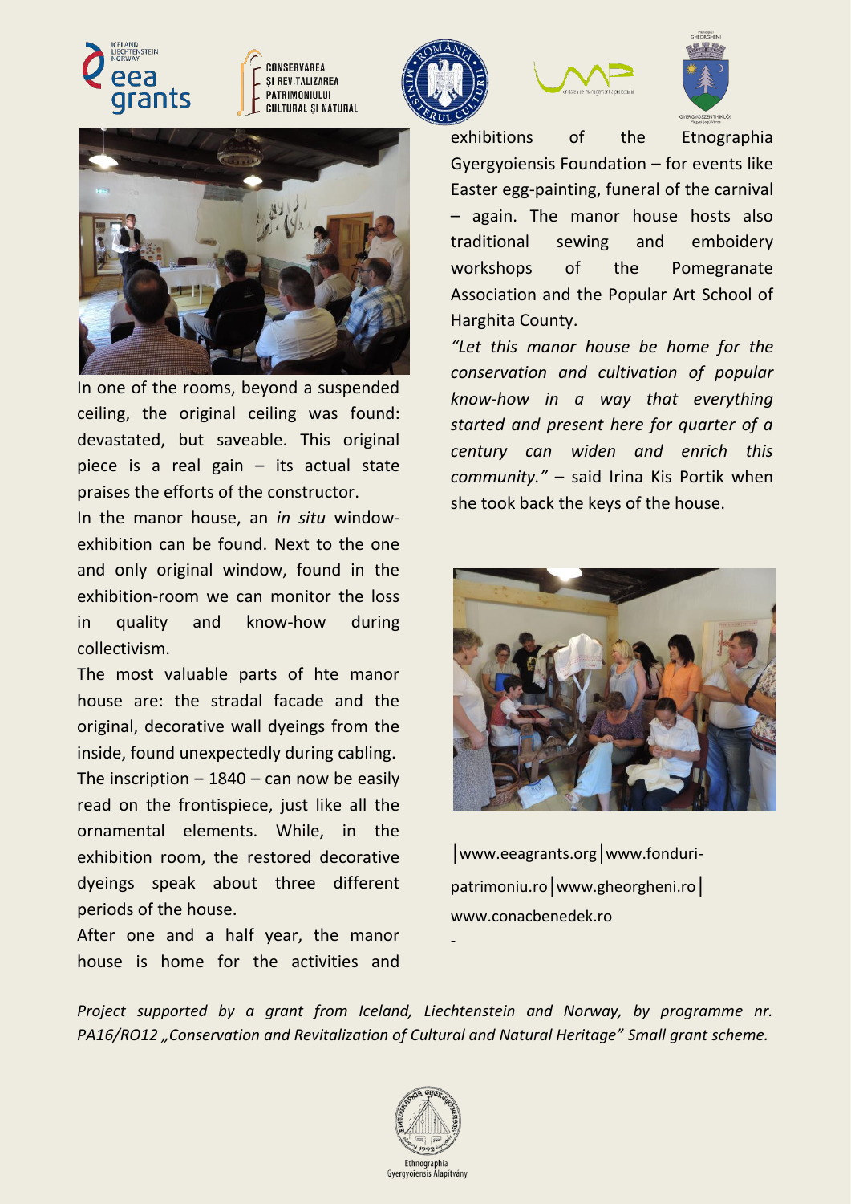In one of the rooms, beyond a suspended ceiling, the original ceiling was found: devastated, but saveable. This original piece is a real gain – its actual state praises the efforts of the constructor.

In the manor house, an *in situ* window-exhibition can be found. Next to the one and only original window, found in the exhibition-room we can monitor the loss in quality and know-how during collectivism.

The most valuable parts of hte manor house are: the stradal facade and the original, decorative wall dyeings from the inside, found unexpectedly during cabling.

The inscription – 1840 – can now be easily read on the frontispiece, just like all the ornamental elements. While, in the exhibition room, the restored decorative dyeings speak about three different periods of the house.

After one and a half year, the manor house is home for the activities and exhibitions of the Etnographia Gyergyoiensis Foundation – for events like Easter egg-painting, funeral of the carnival – again. The manor house hosts also traditional sewing and emboidery workshops of the Pomegranate Association and the Popular Art School of Harghita County.

*"Let this manor house be home for the conservation and cultivation of popular know-how in a way that everything started and present here for quarter of a century can widen and enrich this community."* – said Irina Kis Portik when she took back the keys of the house.

|www.eeagrants.org|www.fonduri-patrimoniu.ro|www.gheorgheni.ro|www.conacbenedek.ro

-

*Project supported by a grant from Iceland, Liechtenstein and Norway, by programme nr. PA16/RO12 „Conservation and Revitalization of Cultural and Natural Heritage" Small grant scheme.*

Ethnographia Gyergyoiensis Alapitvány